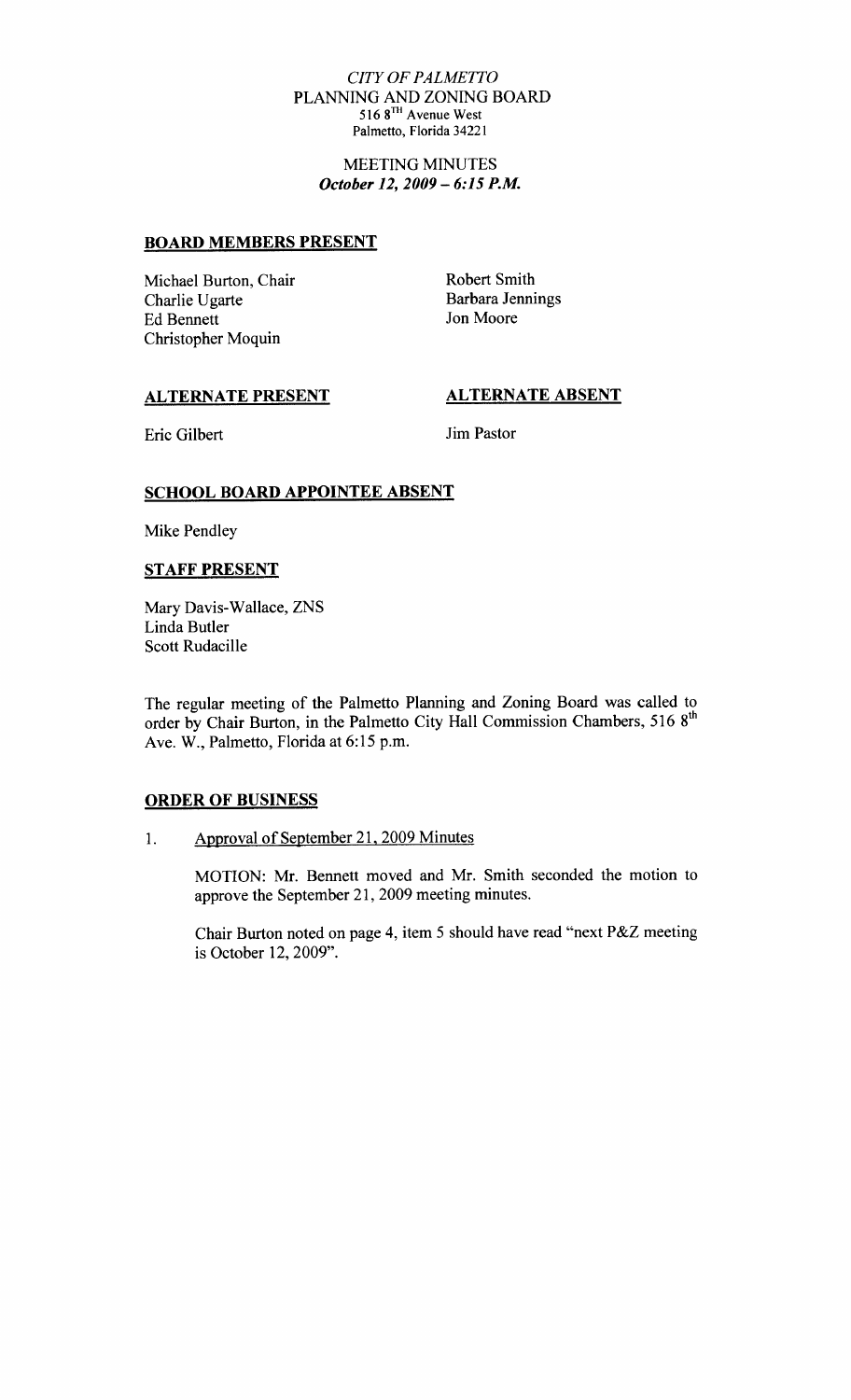*CITY OF PALMETTO*
PLANNING AND ZONING BOARD
516 8TH Avenue West
Palmetto, Florida 34221

MEETING MINUTES
***October 12, 2009 – 6:15 P.M.***

## BOARD MEMBERS PRESENT

Michael Burton, Chair
Charlie Ugarte
Ed Bennett
Christopher Moquin
Robert Smith
Barbara Jennings
Jon Moore

## ALTERNATE PRESENT

Eric Gilbert

## ALTERNATE ABSENT

Jim Pastor

## SCHOOL BOARD APPOINTEE ABSENT

Mike Pendley

## STAFF PRESENT

Mary Davis-Wallace, ZNS
Linda Butler
Scott Rudacille

The regular meeting of the Palmetto Planning and Zoning Board was called to order by Chair Burton, in the Palmetto City Hall Commission Chambers, 516 8th Ave. W., Palmetto, Florida at 6:15 p.m.

## ORDER OF BUSINESS

1. Approval of September 21, 2009 Minutes

   MOTION: Mr. Bennett moved and Mr. Smith seconded the motion to approve the September 21, 2009 meeting minutes.

   Chair Burton noted on page 4, item 5 should have read "next P&Z meeting is October 12, 2009".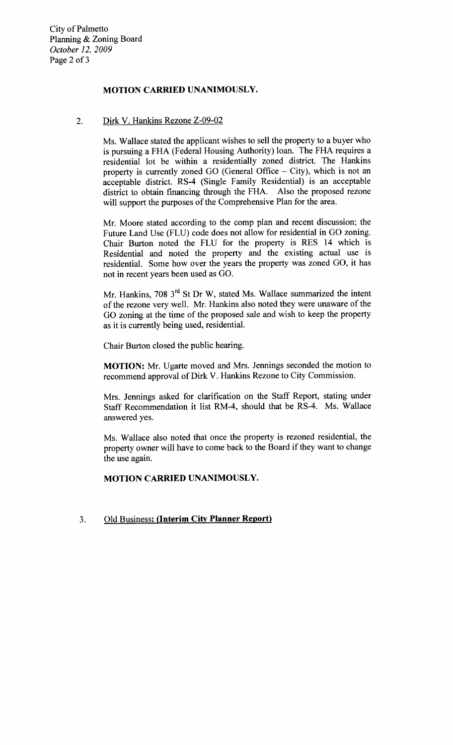**MOTION CARRIED UNANIMOUSLY.**

2. Dirk V. Hankins Rezone Z-09-02

Ms. Wallace stated the applicant wishes to sell the property to a buyer who is pursuing a FHA (Federal Housing Authority) loan. The FHA requires a residential lot be within a residentially zoned district. The Hankins property is currently zoned GO (General Office – City), which is not an acceptable district. RS-4 (Single Family Residential) is an acceptable district to obtain financing through the FHA. Also the proposed rezone will support the purposes of the Comprehensive Plan for the area.

Mr. Moore stated according to the comp plan and recent discussion; the Future Land Use (FLU) code does not allow for residential in GO zoning. Chair Burton noted the FLU for the property is RES 14 which is Residential and noted the property and the existing actual use is residential. Some how over the years the property was zoned GO, it has not in recent years been used as GO.

Mr. Hankins, 708 3rd St Dr W, stated Ms. Wallace summarized the intent of the rezone very well. Mr. Hankins also noted they were unaware of the GO zoning at the time of the proposed sale and wish to keep the property as it is currently being used, residential.

Chair Burton closed the public hearing.

**MOTION:** Mr. Ugarte moved and Mrs. Jennings seconded the motion to recommend approval of Dirk V. Hankins Rezone to City Commission.

Mrs. Jennings asked for clarification on the Staff Report, stating under Staff Recommendation it list RM-4, should that be RS-4. Ms. Wallace answered yes.

Ms. Wallace also noted that once the property is rezoned residential, the property owner will have to come back to the Board if they want to change the use again.

**MOTION CARRIED UNANIMOUSLY.**

3. Old Business: **(Interim City Planner Report)**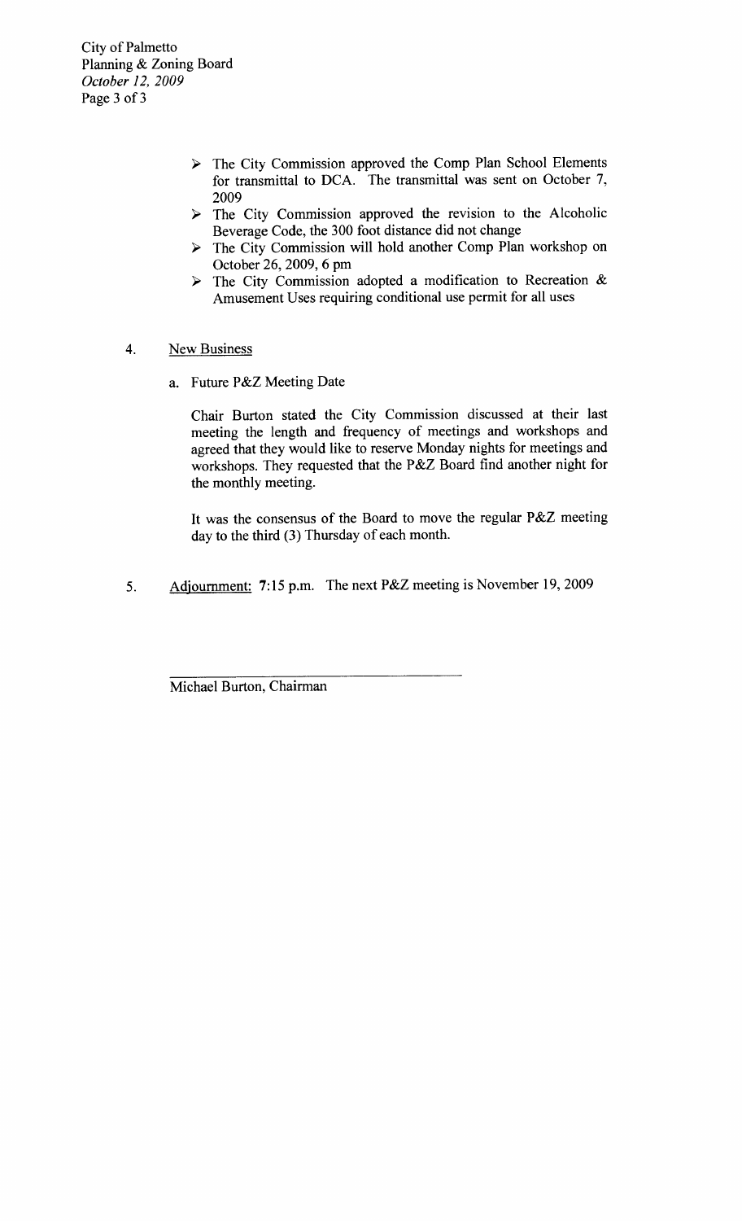- The City Commission approved the Comp Plan School Elements for transmittal to DCA. The transmittal was sent on October 7, 2009
- The City Commission approved the revision to the Alcoholic Beverage Code, the 300 foot distance did not change
- The City Commission will hold another Comp Plan workshop on October 26, 2009, 6 pm
- The City Commission adopted a modification to Recreation & Amusement Uses requiring conditional use permit for all uses

4. New Business

   a. Future P&Z Meeting Date

   Chair Burton stated the City Commission discussed at their last meeting the length and frequency of meetings and workshops and agreed that they would like to reserve Monday nights for meetings and workshops. They requested that the P&Z Board find another night for the monthly meeting.

   It was the consensus of the Board to move the regular P&Z meeting day to the third (3) Thursday of each month.

5. Adjournment: 7:15 p.m. The next P&Z meeting is November 19, 2009

\_\_\_\_\_\_\_\_\_\_\_\_\_\_\_\_\_\_\_\_\_\_\_\_\_\_\_\_\_\_\_\_\_\_

Michael Burton, Chairman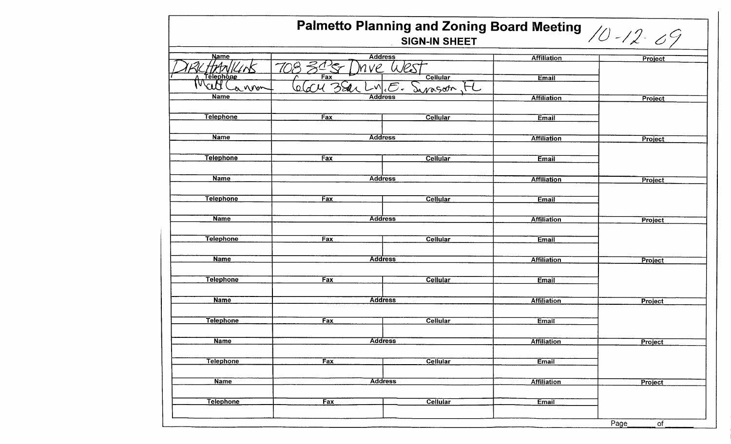# Palmetto Planning and Zoning Board Meeting 10-12-09

## SIGN-IN SHEET

| Name | Address | | Affiliation | Project |
|---|---|---|---|---|
| DIRK HANKINS | 708 3rd St Drive West | | | |
| **Telephone** | **Fax** | **Cellular** | **Email** | |
| Matt Cannon | 6604 38th Ln. E. Sarasota, FL | | | |
| **Name** | **Address** | | **Affiliation** | **Project** |
| | | | | |
| **Telephone** | **Fax** | **Cellular** | **Email** | |
| | | | | |
| **Name** | **Address** | | **Affiliation** | **Project** |
| | | | | |
| **Telephone** | **Fax** | **Cellular** | **Email** | |
| | | | | |
| **Name** | **Address** | | **Affiliation** | **Project** |
| | | | | |
| **Telephone** | **Fax** | **Cellular** | **Email** | |
| | | | | |
| **Name** | **Address** | | **Affiliation** | **Project** |
| | | | | |
| **Telephone** | **Fax** | **Cellular** | **Email** | |
| | | | | |
| **Name** | **Address** | | **Affiliation** | **Project** |
| | | | | |
| **Telephone** | **Fax** | **Cellular** | **Email** | |
| | | | | |
| **Name** | **Address** | | **Affiliation** | **Project** |
| | | | | |
| **Telephone** | **Fax** | **Cellular** | **Email** | |
| | | | | |
| **Name** | **Address** | | **Affiliation** | **Project** |
| | | | | |
| **Telephone** | **Fax** | **Cellular** | **Email** | |
| | | | | |
| **Name** | **Address** | | **Affiliation** | **Project** |
| | | | | |
| **Telephone** | **Fax** | **Cellular** | **Email** | |
| | | | | |

Page ______ of ______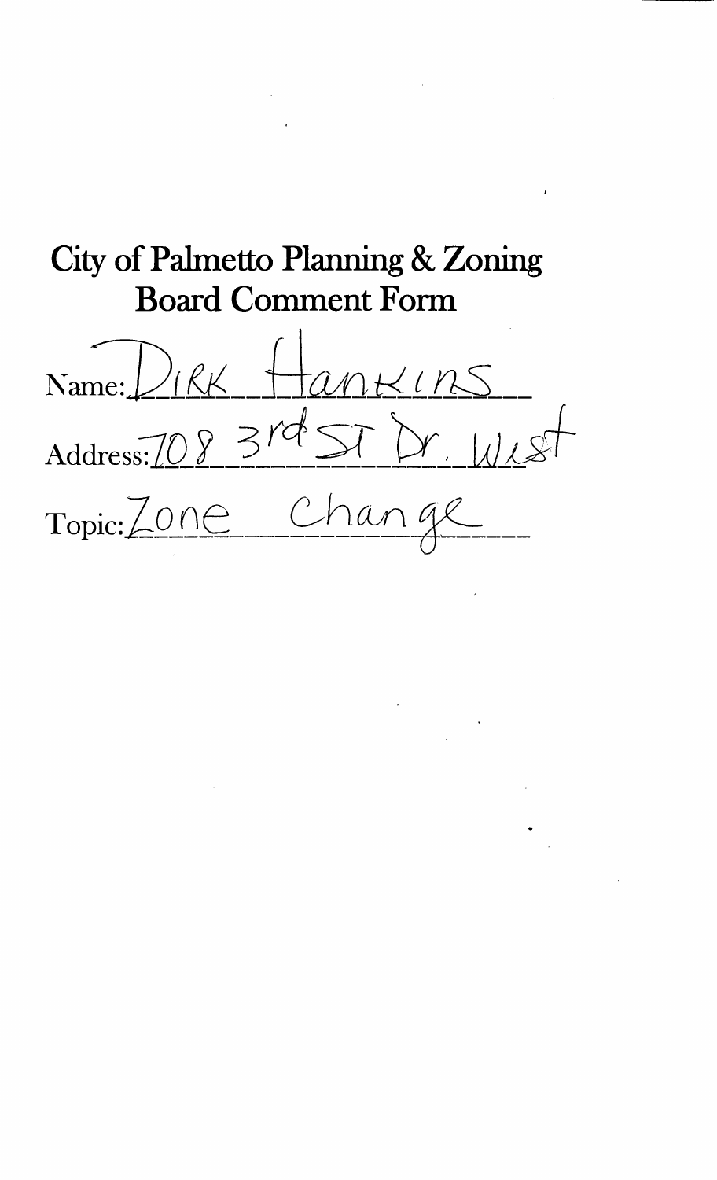# City of Palmetto Planning & Zoning Board Comment Form

Name: Dirk Hankins

Address: 708 3rd St Dr. West

Topic: Zone Change